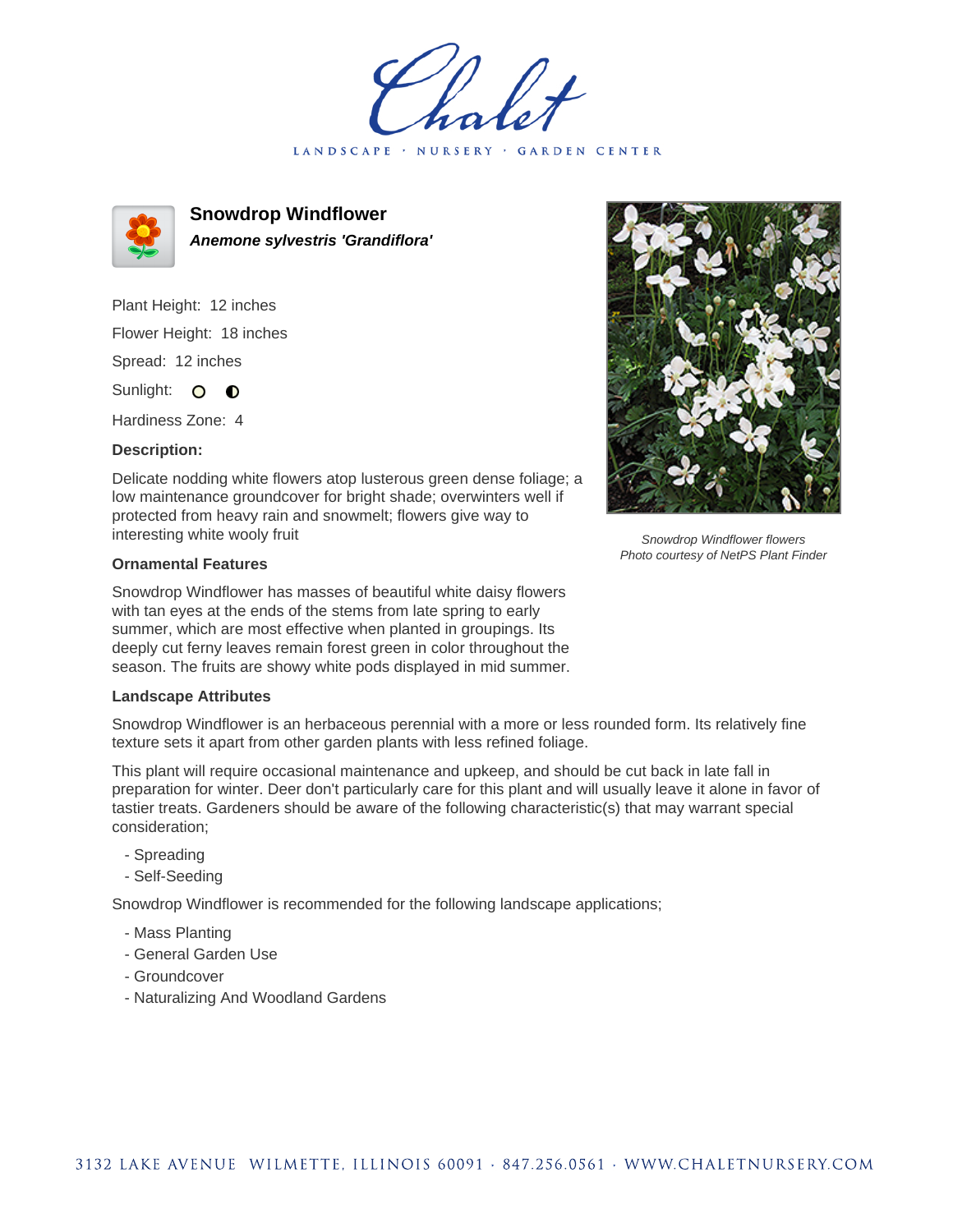# Chalet

LANDSCAPE · NURSERY · GARDEN CENTER

## Snowdrop Windflower

***Anemone sylvestris 'Grandiflora'***

Plant Height: 12 inches

Flower Height: 18 inches

Spread: 12 inches

Sunlight: ○ ◐

Hardiness Zone: 4

### Description:

Delicate nodding white flowers atop lusterous green dense foliage; a low maintenance groundcover for bright shade; overwinters well if protected from heavy rain and snowmelt; flowers give way to interesting white wooly fruit

*Snowdrop Windflower flowers*
*Photo courtesy of NetPS Plant Finder*

### Ornamental Features

Snowdrop Windflower has masses of beautiful white daisy flowers with tan eyes at the ends of the stems from late spring to early summer, which are most effective when planted in groupings. Its deeply cut ferny leaves remain forest green in color throughout the season. The fruits are showy white pods displayed in mid summer.

### Landscape Attributes

Snowdrop Windflower is an herbaceous perennial with a more or less rounded form. Its relatively fine texture sets it apart from other garden plants with less refined foliage.

This plant will require occasional maintenance and upkeep, and should be cut back in late fall in preparation for winter. Deer don't particularly care for this plant and will usually leave it alone in favor of tastier treats. Gardeners should be aware of the following characteristic(s) that may warrant special consideration;

- Spreading
- Self-Seeding

Snowdrop Windflower is recommended for the following landscape applications;

- Mass Planting
- General Garden Use
- Groundcover
- Naturalizing And Woodland Gardens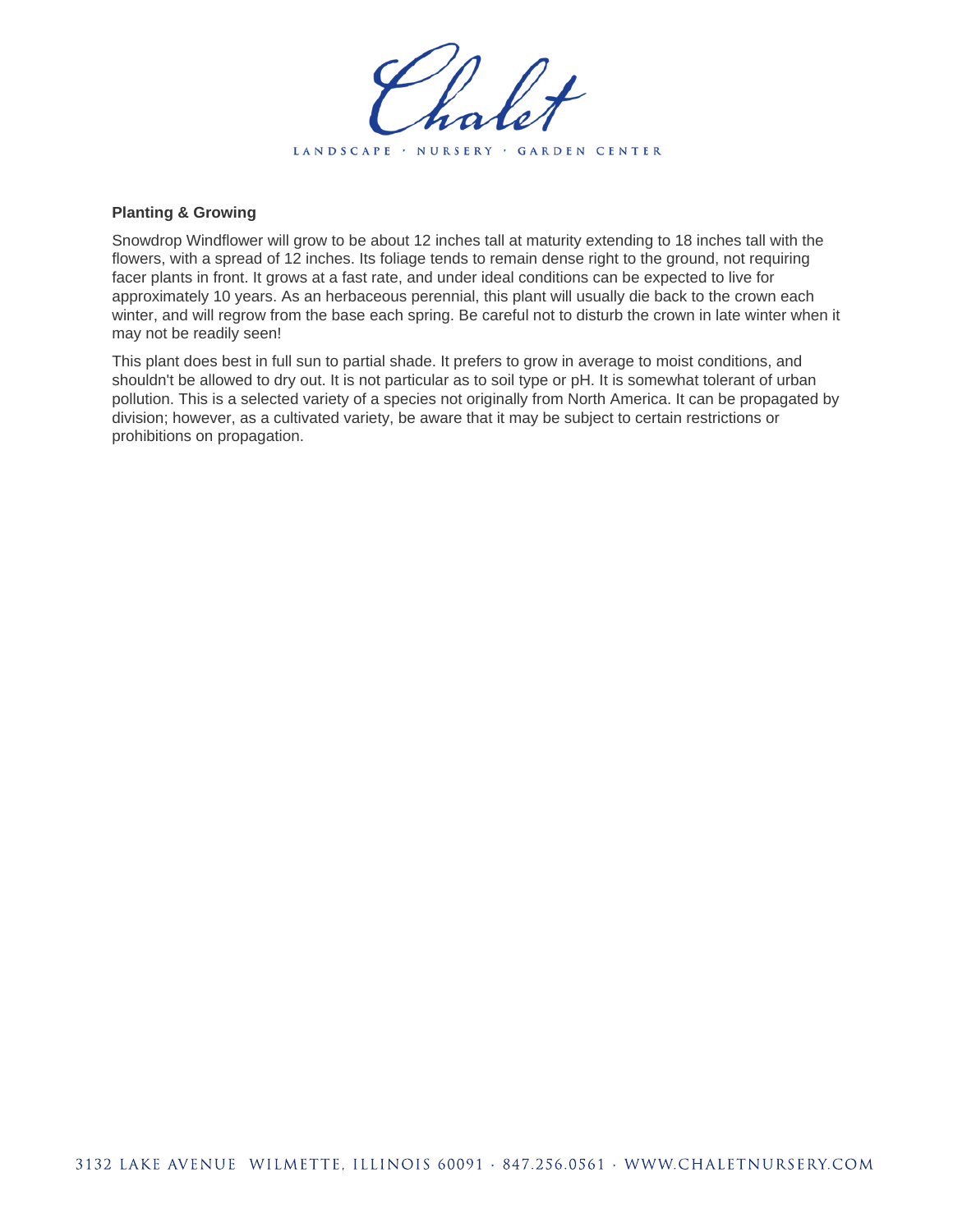## Planting & Growing

Snowdrop Windflower will grow to be about 12 inches tall at maturity extending to 18 inches tall with the flowers, with a spread of 12 inches. Its foliage tends to remain dense right to the ground, not requiring facer plants in front. It grows at a fast rate, and under ideal conditions can be expected to live for approximately 10 years. As an herbaceous perennial, this plant will usually die back to the crown each winter, and will regrow from the base each spring. Be careful not to disturb the crown in late winter when it may not be readily seen!

This plant does best in full sun to partial shade. It prefers to grow in average to moist conditions, and shouldn't be allowed to dry out. It is not particular as to soil type or pH. It is somewhat tolerant of urban pollution. This is a selected variety of a species not originally from North America. It can be propagated by division; however, as a cultivated variety, be aware that it may be subject to certain restrictions or prohibitions on propagation.